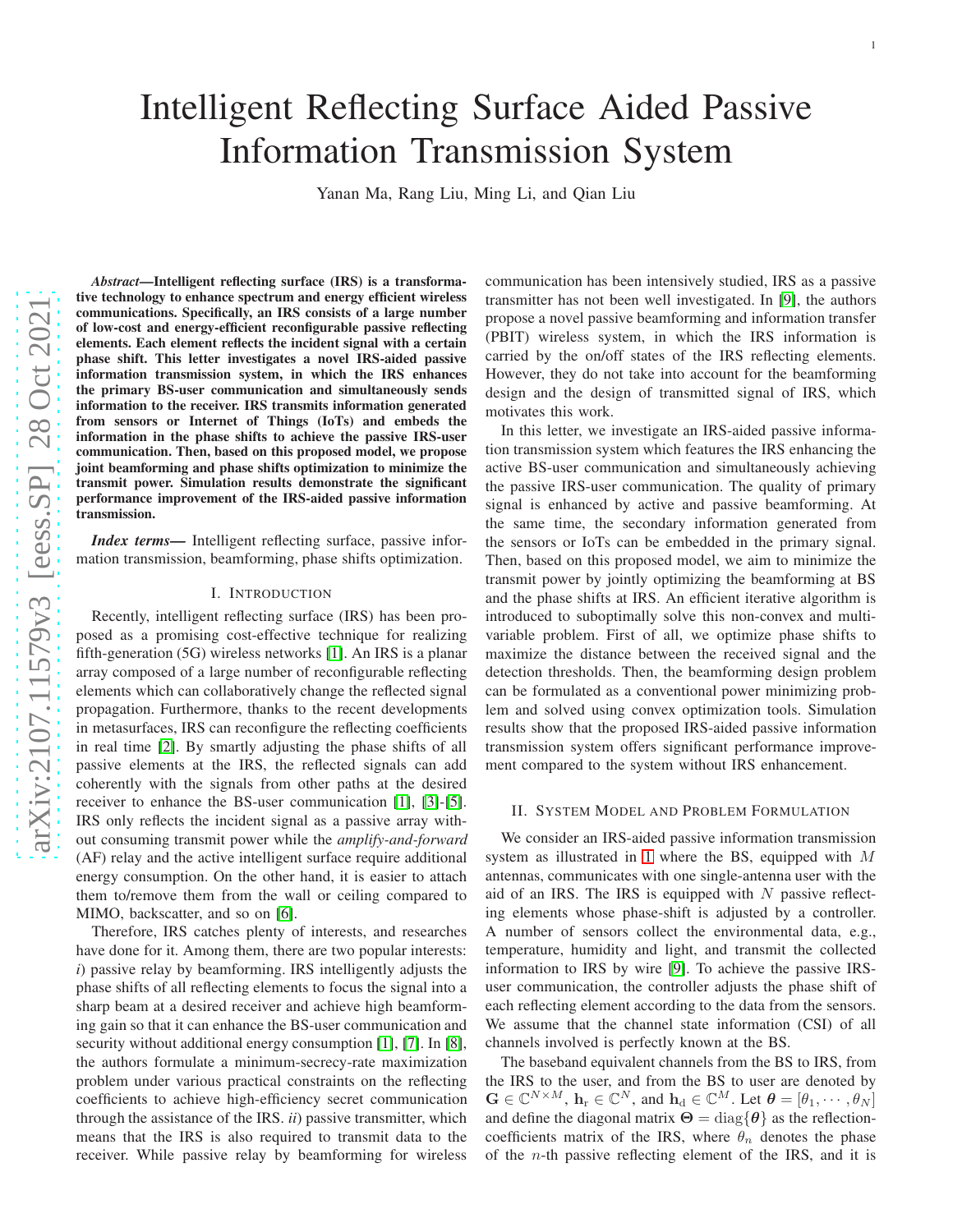# Intelligent Reflecting Surface Aided Passive Information Transmission System

Yanan Ma, Rang Liu, Ming Li, and Qian Liu

***Abstract*—Intelligent reflecting surface (IRS) is a transformative technology to enhance spectrum and energy efficient wireless communications. Specifically, an IRS consists of a large number of low-cost and energy-efficient reconfigurable passive reflecting elements. Each element reflects the incident signal with a certain phase shift. This letter investigates a novel IRS-aided passive information transmission system, in which the IRS enhances the primary BS-user communication and simultaneously sends information to the receiver. IRS transmits information generated from sensors or Internet of Things (IoTs) and embeds the information in the phase shifts to achieve the passive IRS-user communication. Then, based on this proposed model, we propose joint beamforming and phase shifts optimization to minimize the transmit power. Simulation results demonstrate the significant performance improvement of the IRS-aided passive information transmission.**

***Index terms*—** Intelligent reflecting surface, passive information transmission, beamforming, phase shifts optimization.

## I. Introduction

Recently, intelligent reflecting surface (IRS) has been proposed as a promising cost-effective technique for realizing fifth-generation (5G) wireless networks [1]. An IRS is a planar array composed of a large number of reconfigurable reflecting elements which can collaboratively change the reflected signal propagation. Furthermore, thanks to the recent developments in metasurfaces, IRS can reconfigure the reflecting coefficients in real time [2]. By smartly adjusting the phase shifts of all passive elements at the IRS, the reflected signals can add coherently with the signals from other paths at the desired receiver to enhance the BS-user communication [1], [3]-[5]. IRS only reflects the incident signal as a passive array without consuming transmit power while the *amplify-and-forward* (AF) relay and the active intelligent surface require additional energy consumption. On the other hand, it is easier to attach them to/remove them from the wall or ceiling compared to MIMO, backscatter, and so on [6].

Therefore, IRS catches plenty of interests, and researches have done for it. Among them, there are two popular interests: *i*) passive relay by beamforming. IRS intelligently adjusts the phase shifts of all reflecting elements to focus the signal into a sharp beam at a desired receiver and achieve high beamforming gain so that it can enhance the BS-user communication and security without additional energy consumption [1], [7]. In [8], the authors formulate a minimum-secrecy-rate maximization problem under various practical constraints on the reflecting coefficients to achieve high-efficiency secret communication through the assistance of the IRS. *ii*) passive transmitter, which means that the IRS is also required to transmit data to the receiver. While passive relay by beamforming for wireless communication has been intensively studied, IRS as a passive transmitter has not been well investigated. In [9], the authors propose a novel passive beamforming and information transfer (PBIT) wireless system, in which the IRS information is carried by the on/off states of the IRS reflecting elements. However, they do not take into account for the beamforming design and the design of transmitted signal of IRS, which motivates this work.

In this letter, we investigate an IRS-aided passive information transmission system which features the IRS enhancing the active BS-user communication and simultaneously achieving the passive IRS-user communication. The quality of primary signal is enhanced by active and passive beamforming. At the same time, the secondary information generated from the sensors or IoTs can be embedded in the primary signal. Then, based on this proposed model, we aim to minimize the transmit power by jointly optimizing the beamforming at BS and the phase shifts at IRS. An efficient iterative algorithm is introduced to suboptimally solve this non-convex and multi-variable problem. First of all, we optimize phase shifts to maximize the distance between the received signal and the detection thresholds. Then, the beamforming design problem can be formulated as a conventional power minimizing problem and solved using convex optimization tools. Simulation results show that the proposed IRS-aided passive information transmission system offers significant performance improvement compared to the system without IRS enhancement.

## II. System Model and Problem Formulation

We consider an IRS-aided passive information transmission system as illustrated in 1 where the BS, equipped with $M$ antennas, communicates with one single-antenna user with the aid of an IRS. The IRS is equipped with $N$ passive reflecting elements whose phase-shift is adjusted by a controller. A number of sensors collect the environmental data, e.g., temperature, humidity and light, and transmit the collected information to IRS by wire [9]. To achieve the passive IRS-user communication, the controller adjusts the phase shift of each reflecting element according to the data from the sensors. We assume that the channel state information (CSI) of all channels involved is perfectly known at the BS.

The baseband equivalent channels from the BS to IRS, from the IRS to the user, and from the BS to user are denoted by $\mathbf{G} \in \mathbb{C}^{N\times M}$, $\mathbf{h}_\mathrm{r} \in \mathbb{C}^{N}$, and $\mathbf{h}_\mathrm{d} \in \mathbb{C}^{M}$. Let $\boldsymbol{\theta} = [\theta_1, \cdots, \theta_N]$ and define the diagonal matrix $\boldsymbol{\Theta} = \mathrm{diag}\{\boldsymbol{\theta}\}$ as the reflection-coefficients matrix of the IRS, where $\theta_n$ denotes the phase of the $n$-th passive reflecting element of the IRS, and it is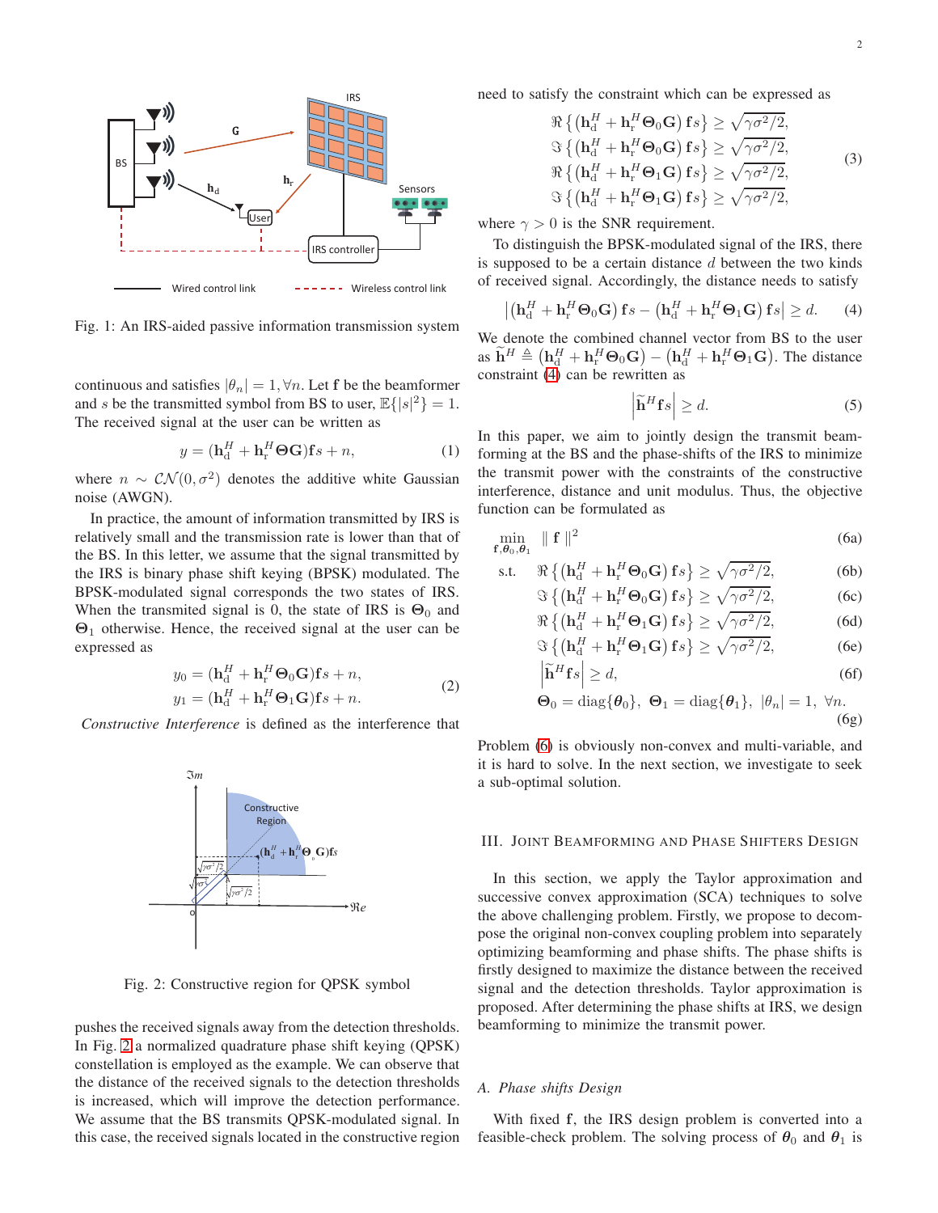Fig. 1: An IRS-aided passive information transmission system

continuous and satisfies $|\theta_n| = 1, \forall n$. Let $\mathbf{f}$ be the beamformer and $s$ be the transmitted symbol from BS to user, $\mathbb{E}\{|s|^2\} = 1$. The received signal at the user can be written as

$$y = (\mathbf{h}_{\rm d}^H + \mathbf{h}_{\rm r}^H \mathbf{\Theta} \mathbf{G})\mathbf{f}s + n, \tag{1}$$

where $n \sim \mathcal{CN}(0, \sigma^2)$ denotes the additive white Gaussian noise (AWGN).

In practice, the amount of information transmitted by IRS is relatively small and the transmission rate is lower than that of the BS. In this letter, we assume that the signal transmitted by the IRS is binary phase shift keying (BPSK) modulated. The BPSK-modulated signal corresponds the two states of IRS. When the transmitted signal is 0, the state of IRS is $\mathbf{\Theta}_0$ and $\mathbf{\Theta}_1$ otherwise. Hence, the received signal at the user can be expressed as

$$\begin{aligned} y_0 &= (\mathbf{h}_{\rm d}^H + \mathbf{h}_{\rm r}^H \mathbf{\Theta}_0 \mathbf{G})\mathbf{f}s + n, \\ y_1 &= (\mathbf{h}_{\rm d}^H + \mathbf{h}_{\rm r}^H \mathbf{\Theta}_1 \mathbf{G})\mathbf{f}s + n. \end{aligned} \tag{2}$$

*Constructive Interference* is defined as the interference that pushes the received signals away from the detection thresholds. In Fig. 2 a normalized quadrature phase shift keying (QPSK) constellation is employed as the example. We can observe that the distance of the received signals to the detection thresholds is increased, which will improve the detection performance. We assume that the BS transmits QPSK-modulated signal. In this case, the received signals located in the constructive region

Fig. 2: Constructive region for QPSK symbol

need to satisfy the constraint which can be expressed as

$$\begin{aligned} \Re\left\{\left(\mathbf{h}_{\rm d}^H + \mathbf{h}_{\rm r}^H \mathbf{\Theta}_0 \mathbf{G}\right)\mathbf{f}s\right\} &\geq \sqrt{\gamma\sigma^2/2}, \\ \Im\left\{\left(\mathbf{h}_{\rm d}^H + \mathbf{h}_{\rm r}^H \mathbf{\Theta}_0 \mathbf{G}\right)\mathbf{f}s\right\} &\geq \sqrt{\gamma\sigma^2/2}, \\ \Re\left\{\left(\mathbf{h}_{\rm d}^H + \mathbf{h}_{\rm r}^H \mathbf{\Theta}_1 \mathbf{G}\right)\mathbf{f}s\right\} &\geq \sqrt{\gamma\sigma^2/2}, \\ \Im\left\{\left(\mathbf{h}_{\rm d}^H + \mathbf{h}_{\rm r}^H \mathbf{\Theta}_1 \mathbf{G}\right)\mathbf{f}s\right\} &\geq \sqrt{\gamma\sigma^2/2}, \end{aligned} \tag{3}$$

where $\gamma > 0$ is the SNR requirement.

To distinguish the BPSK-modulated signal of the IRS, there is supposed to be a certain distance $d$ between the two kinds of received signal. Accordingly, the distance needs to satisfy

$$\left|\left(\mathbf{h}_{\rm d}^H + \mathbf{h}_{\rm r}^H \mathbf{\Theta}_0 \mathbf{G}\right)\mathbf{f}s - \left(\mathbf{h}_{\rm d}^H + \mathbf{h}_{\rm r}^H \mathbf{\Theta}_1 \mathbf{G}\right)\mathbf{f}s\right| \geq d. \tag{4}$$

We denote the combined channel vector from BS to the user as $\widetilde{\mathbf{h}}^H \triangleq \left(\mathbf{h}_{\rm d}^H + \mathbf{h}_{\rm r}^H \mathbf{\Theta}_0 \mathbf{G}\right) - \left(\mathbf{h}_{\rm d}^H + \mathbf{h}_{\rm r}^H \mathbf{\Theta}_1 \mathbf{G}\right)$. The distance constraint (4) can be rewritten as

$$\left|\widetilde{\mathbf{h}}^H \mathbf{f}s\right| \geq d. \tag{5}$$

In this paper, we aim to jointly design the transmit beamforming at the BS and the phase-shifts of the IRS to minimize the transmit power with the constraints of the constructive interference, distance and unit modulus. Thus, the objective function can be formulated as

$$\begin{aligned} \min_{\mathbf{f}, \boldsymbol{\theta}_0, \boldsymbol{\theta}_1} \quad & \|\mathbf{f}\|^2 & \text{(6a)} \\ \text{s.t.} \quad & \Re\left\{\left(\mathbf{h}_{\rm d}^H + \mathbf{h}_{\rm r}^H \mathbf{\Theta}_0 \mathbf{G}\right)\mathbf{f}s\right\} \geq \sqrt{\gamma\sigma^2/2}, & \text{(6b)} \\ & \Im\left\{\left(\mathbf{h}_{\rm d}^H + \mathbf{h}_{\rm r}^H \mathbf{\Theta}_0 \mathbf{G}\right)\mathbf{f}s\right\} \geq \sqrt{\gamma\sigma^2/2}, & \text{(6c)} \\ & \Re\left\{\left(\mathbf{h}_{\rm d}^H + \mathbf{h}_{\rm r}^H \mathbf{\Theta}_1 \mathbf{G}\right)\mathbf{f}s\right\} \geq \sqrt{\gamma\sigma^2/2}, & \text{(6d)} \\ & \Im\left\{\left(\mathbf{h}_{\rm d}^H + \mathbf{h}_{\rm r}^H \mathbf{\Theta}_1 \mathbf{G}\right)\mathbf{f}s\right\} \geq \sqrt{\gamma\sigma^2/2}, & \text{(6e)} \\ & \left|\widetilde{\mathbf{h}}^H \mathbf{f}s\right| \geq d, & \text{(6f)} \\ & \mathbf{\Theta}_0 = \text{diag}\{\boldsymbol{\theta}_0\}, \ \mathbf{\Theta}_1 = \text{diag}\{\boldsymbol{\theta}_1\}, \ |\theta_n| = 1, \ \forall n. & \text{(6g)} \end{aligned}$$

Problem (6) is obviously non-convex and multi-variable, and it is hard to solve. In the next section, we investigate to seek a sub-optimal solution.

## III. Joint Beamforming and Phase Shifters Design

In this section, we apply the Taylor approximation and successive convex approximation (SCA) techniques to solve the above challenging problem. Firstly, we propose to decompose the original non-convex coupling problem into separately optimizing beamforming and phase shifts. The phase shifts is firstly designed to maximize the distance between the received signal and the detection thresholds. Taylor approximation is proposed. After determining the phase shifts at IRS, we design beamforming to minimize the transmit power.

### A. Phase shifts Design

With fixed $\mathbf{f}$, the IRS design problem is converted into a feasible-check problem. The solving process of $\boldsymbol{\theta}_0$ and $\boldsymbol{\theta}_1$ is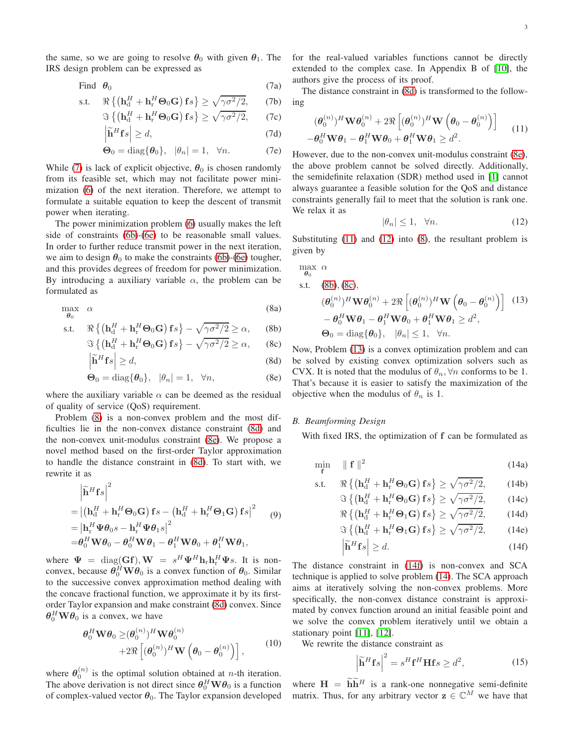the same, so we are going to resolve $\boldsymbol{\theta}_0$ with given $\boldsymbol{\theta}_1$. The IRS design problem can be expressed as

$$
\begin{aligned}
&\text{Find} \quad \boldsymbol{\theta}_0 && \text{(7a)}\\
&\text{s.t.} \quad \Re\left\{\left(\mathbf{h}_\mathrm{d}^H + \mathbf{h}_\mathrm{r}^H \boldsymbol{\Theta}_0 \mathbf{G}\right)\mathbf{f}s\right\} \geq \sqrt{\gamma\sigma^2/2}, && \text{(7b)}\\
&\qquad \Im\left\{\left(\mathbf{h}_\mathrm{d}^H + \mathbf{h}_\mathrm{r}^H \boldsymbol{\Theta}_0 \mathbf{G}\right)\mathbf{f}s\right\} \geq \sqrt{\gamma\sigma^2/2}, && \text{(7c)}\\
&\qquad \left|\widetilde{\mathbf{h}}^H \mathbf{f}s\right| \geq d, && \text{(7d)}\\
&\qquad \boldsymbol{\Theta}_0 = \mathrm{diag}\{\boldsymbol{\theta}_0\}, \quad |\theta_n| = 1, \quad \forall n. && \text{(7e)}
\end{aligned}
$$

While (7) is lack of explicit objective, $\boldsymbol{\theta}_0$ is chosen randomly from its feasible set, which may not facilitate power minimization (6) of the next iteration. Therefore, we attempt to formulate a suitable equation to keep the descent of transmit power when iterating.

The power minimization problem (6) usually makes the left side of constraints (6b)-(6e) to be reasonable small values. In order to further reduce transmit power in the next iteration, we aim to design $\boldsymbol{\theta}_0$ to make the constraints (6b)-(6e) tougher, and this provides degrees of freedom for power minimization. By introducing a auxiliary variable $\alpha$, the problem can be formulated as

$$
\begin{aligned}
&\max_{\boldsymbol{\theta}_0} \quad \alpha && \text{(8a)}\\
&\text{s.t.} \quad \Re\left\{\left(\mathbf{h}_\mathrm{d}^H + \mathbf{h}_\mathrm{r}^H \boldsymbol{\Theta}_0 \mathbf{G}\right)\mathbf{f}s\right\} - \sqrt{\gamma\sigma^2/2} \geq \alpha, && \text{(8b)}\\
&\qquad \Im\left\{\left(\mathbf{h}_\mathrm{d}^H + \mathbf{h}_\mathrm{r}^H \boldsymbol{\Theta}_0 \mathbf{G}\right)\mathbf{f}s\right\} - \sqrt{\gamma\sigma^2/2} \geq \alpha, && \text{(8c)}\\
&\qquad \left|\widetilde{\mathbf{h}}^H \mathbf{f}s\right| \geq d, && \text{(8d)}\\
&\qquad \boldsymbol{\Theta}_0 = \mathrm{diag}\{\boldsymbol{\theta}_0\}, \quad |\theta_n| = 1, \quad \forall n, && \text{(8e)}
\end{aligned}
$$

where the auxiliary variable $\alpha$ can be deemed as the residual of quality of service (QoS) requirement.

Problem (8) is a non-convex problem and the most difficulties lie in the non-convex distance constraint (8d) and the non-convex unit-modulus constraint (8e). We propose a novel method based on the first-order Taylor approximation to handle the distance constraint in (8d). To start with, we rewrite it as

$$
\begin{aligned}
&\left|\widetilde{\mathbf{h}}^H \mathbf{f}s\right|^2\\
=&\left|\left(\mathbf{h}_\mathrm{d}^H + \mathbf{h}_\mathrm{r}^H \boldsymbol{\Theta}_0 \mathbf{G}\right)\mathbf{f}s - \left(\mathbf{h}_\mathrm{d}^H + \mathbf{h}_\mathrm{r}^H \boldsymbol{\Theta}_1 \mathbf{G}\right)\mathbf{f}s\right|^2\\
=&\left|\mathbf{h}_\mathrm{r}^H \boldsymbol{\Psi}\boldsymbol{\theta}_0 s - \mathbf{h}_\mathrm{r}^H \boldsymbol{\Psi}\boldsymbol{\theta}_1 s\right|^2\\
=&\boldsymbol{\theta}_0^H \mathbf{W}\boldsymbol{\theta}_0 - \boldsymbol{\theta}_0^H \mathbf{W}\boldsymbol{\theta}_1 - \boldsymbol{\theta}_1^H \mathbf{W}\boldsymbol{\theta}_0 + \boldsymbol{\theta}_1^H \mathbf{W}\boldsymbol{\theta}_1,
\end{aligned} \tag{9}
$$

where $\boldsymbol{\Psi} = \mathrm{diag}(\mathbf{G}\mathbf{f}), \mathbf{W} = s^H \boldsymbol{\Psi}^H \mathbf{h}_\mathrm{r}\mathbf{h}_\mathrm{r}^H \boldsymbol{\Psi} s$. It is non-convex, because $\boldsymbol{\theta}_0^H \mathbf{W}\boldsymbol{\theta}_0$ is a convex function of $\boldsymbol{\theta}_0$. Similar to the successive convex approximation method dealing with the concave fractional function, we approximate it by its first-order Taylor expansion and make constraint (8d) convex. Since $\boldsymbol{\theta}_0^H \mathbf{W}\boldsymbol{\theta}_0$ is a convex, we have

$$
\begin{aligned}
\boldsymbol{\theta}_0^H \mathbf{W}\boldsymbol{\theta}_0 \geq& (\boldsymbol{\theta}_0^{(n)})^H \mathbf{W}\boldsymbol{\theta}_0^{(n)}\\
&+2\Re\left[(\boldsymbol{\theta}_0^{(n)})^H \mathbf{W}\left(\boldsymbol{\theta}_0 - \boldsymbol{\theta}_0^{(n)}\right)\right],
\end{aligned} \tag{10}
$$

where $\boldsymbol{\theta}_0^{(n)}$ is the optimal solution obtained at $n$-th iteration. The above derivation is not direct since $\boldsymbol{\theta}_0^H \mathbf{W}\boldsymbol{\theta}_0$ is a function of complex-valued vector $\boldsymbol{\theta}_0$. The Taylor expansion developed for the real-valued variables functions cannot be directly extended to the complex case. In Appendix B of [10], the authors give the process of its proof.

The distance constraint in (8d) is transformed to the following

$$
\begin{aligned}
&(\boldsymbol{\theta}_0^{(n)})^H \mathbf{W}\boldsymbol{\theta}_0^{(n)} + 2\Re\left[(\boldsymbol{\theta}_0^{(n)})^H \mathbf{W}\left(\boldsymbol{\theta}_0 - \boldsymbol{\theta}_0^{(n)}\right)\right]\\
&-\boldsymbol{\theta}_0^H \mathbf{W}\boldsymbol{\theta}_1 - \boldsymbol{\theta}_1^H \mathbf{W}\boldsymbol{\theta}_0 + \boldsymbol{\theta}_1^H \mathbf{W}\boldsymbol{\theta}_1 \geq d^2.
\end{aligned} \tag{11}
$$

However, due to the non-convex unit-modulus constraint (8e), the above problem cannot be solved directly. Additionally, the semidefinite relaxation (SDR) method used in [1] cannot always guarantee a feasible solution for the QoS and distance constraints generally fail to meet that the solution is rank one. We relax it as

$$
|\theta_n| \leq 1, \quad \forall n. \tag{12}
$$

Substituting (11) and (12) into (8), the resultant problem is given by

$$
\begin{aligned}
&\max_{\boldsymbol{\theta}_0} \quad \alpha\\
&\text{s.t.} \quad \text{(8b), (8c)},\\
&\qquad (\boldsymbol{\theta}_0^{(n)})^H \mathbf{W}\boldsymbol{\theta}_0^{(n)} + 2\Re\left[(\boldsymbol{\theta}_0^{(n)})^H \mathbf{W}\left(\boldsymbol{\theta}_0 - \boldsymbol{\theta}_0^{(n)}\right)\right]\\
&\qquad - \boldsymbol{\theta}_0^H \mathbf{W}\boldsymbol{\theta}_1 - \boldsymbol{\theta}_1^H \mathbf{W}\boldsymbol{\theta}_0 + \boldsymbol{\theta}_1^H \mathbf{W}\boldsymbol{\theta}_1 \geq d^2,\\
&\qquad \boldsymbol{\Theta}_0 = \mathrm{diag}\{\boldsymbol{\theta}_0\}, \quad |\theta_n| \leq 1, \quad \forall n.
\end{aligned} \tag{13}
$$

Now, Problem (13) is a convex optimization problem and can be solved by existing convex optimization solvers such as CVX. It is noted that the modulus of $\theta_n, \forall n$ conforms to be 1. That's because it is easier to satisfy the maximization of the objective when the modulus of $\theta_n$ is 1.

### B. Beamforming Design

With fixed IRS, the optimization of $\mathbf{f}$ can be formulated as

$$
\begin{aligned}
&\min_{\mathbf{f}} \quad \|\mathbf{f}\|^2 && \text{(14a)}\\
&\text{s.t.} \quad \Re\left\{\left(\mathbf{h}_\mathrm{d}^H + \mathbf{h}_\mathrm{r}^H \boldsymbol{\Theta}_0 \mathbf{G}\right)\mathbf{f}s\right\} \geq \sqrt{\gamma\sigma^2/2}, && \text{(14b)}\\
&\qquad \Im\left\{\left(\mathbf{h}_\mathrm{d}^H + \mathbf{h}_\mathrm{r}^H \boldsymbol{\Theta}_0 \mathbf{G}\right)\mathbf{f}s\right\} \geq \sqrt{\gamma\sigma^2/2}, && \text{(14c)}\\
&\qquad \Re\left\{\left(\mathbf{h}_\mathrm{d}^H + \mathbf{h}_\mathrm{r}^H \boldsymbol{\Theta}_1 \mathbf{G}\right)\mathbf{f}s\right\} \geq \sqrt{\gamma\sigma^2/2}, && \text{(14d)}\\
&\qquad \Im\left\{\left(\mathbf{h}_\mathrm{d}^H + \mathbf{h}_\mathrm{r}^H \boldsymbol{\Theta}_1 \mathbf{G}\right)\mathbf{f}s\right\} \geq \sqrt{\gamma\sigma^2/2}, && \text{(14e)}\\
&\qquad \left|\widetilde{\mathbf{h}}^H \mathbf{f}s\right| \geq d. && \text{(14f)}
\end{aligned}
$$

The distance constraint in (14f) is non-convex and SCA technique is applied to solve problem (14). The SCA approach aims at iteratively solving the non-convex problems. More specifically, the non-convex distance constraint is approximated by convex function around an initial feasible point and we solve the convex problem iteratively until we obtain a stationary point [11], [12].

We rewrite the distance constraint as

$$
\left|\widetilde{\mathbf{h}}^H \mathbf{f}s\right|^2 = s^H \mathbf{f}^H \mathbf{H}\mathbf{f}s \geq d^2, \tag{15}
$$

where $\mathbf{H} = \widetilde{\mathbf{h}}\widetilde{\mathbf{h}}^H$ is a rank-one nonnegative semi-definite matrix. Thus, for any arbitrary vector $\mathbf{z} \in \mathbb{C}^M$ we have that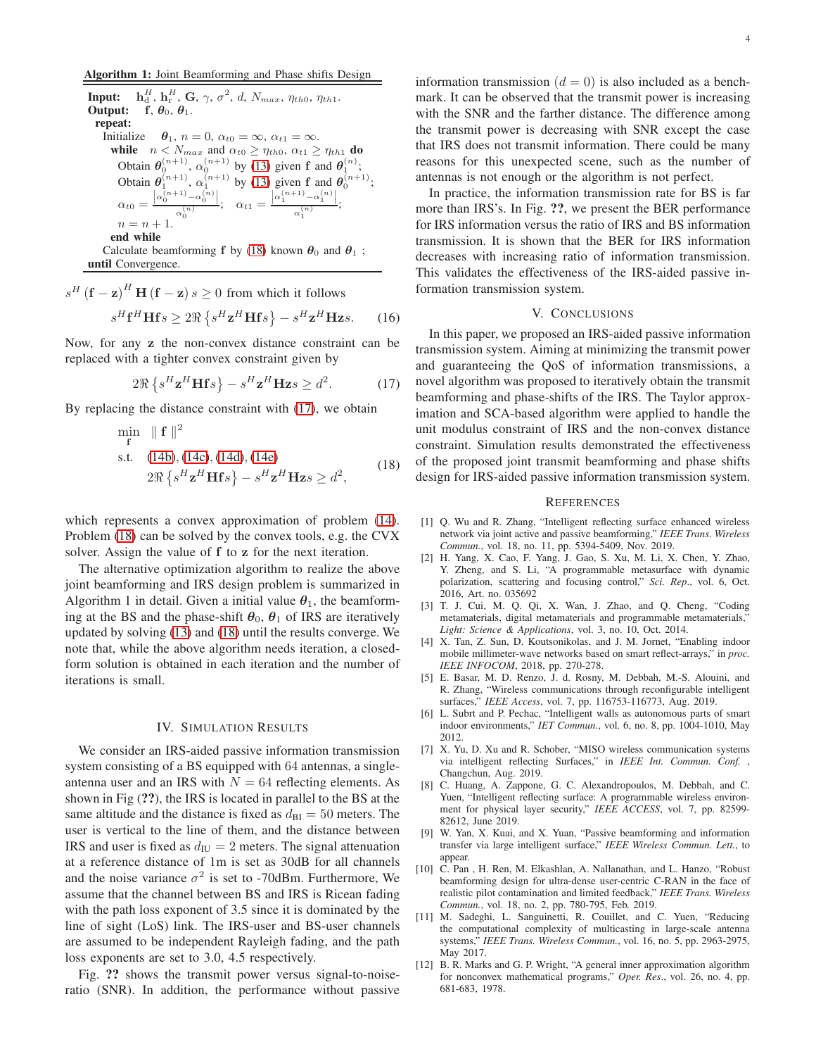**Algorithm 1:** Joint Beamforming and Phase shifts Design

**Input:** $\mathbf{h}_{\rm d}^H$, $\mathbf{h}_{\rm r}^H$, $\mathbf{G}$, $\gamma$, $\sigma^2$, $d$, $N_{max}$, $\eta_{th0}$, $\eta_{th1}$.
**Output:** $\mathbf{f}$, $\boldsymbol{\theta}_0$, $\boldsymbol{\theta}_1$.
**repeat:**
  Initialize $\boldsymbol{\theta}_1$, $n=0$, $\alpha_{t0}=\infty$, $\alpha_{t1}=\infty$.
  **while** $n<N_{max}$ and $\alpha_{t0}\geq\eta_{th0}$, $\alpha_{t1}\geq\eta_{th1}$ **do**
    Obtain $\boldsymbol{\theta}_0^{(n+1)}$, $\alpha_0^{(n+1)}$ by (13) given $\mathbf{f}$ and $\boldsymbol{\theta}_1^{(n)}$;
    Obtain $\boldsymbol{\theta}_1^{(n+1)}$, $\alpha_1^{(n+1)}$ by (13) given $\mathbf{f}$ and $\boldsymbol{\theta}_0^{(n+1)}$;
    $\alpha_{t0}=\frac{\left|\alpha_0^{(n+1)}-\alpha_0^{(n)}\right|}{\alpha_0^{(n)}}$; $\alpha_{t1}=\frac{\left|\alpha_1^{(n+1)}-\alpha_1^{(n)}\right|}{\alpha_1^{(n)}}$;
    $n=n+1$.
  **end while**
  Calculate beamforming $\mathbf{f}$ by (18) known $\boldsymbol{\theta}_0$ and $\boldsymbol{\theta}_1$ ;
**until** Convergence.

$s^H\left(\mathbf{f}-\mathbf{z}\right)^H\mathbf{H}\left(\mathbf{f}-\mathbf{z}\right)s\geq 0$ from which it follows

$$s^H\mathbf{f}^H\mathbf{H}\mathbf{f}s\geq 2\Re\left\{s^H\mathbf{z}^H\mathbf{H}\mathbf{f}s\right\}-s^H\mathbf{z}^H\mathbf{H}\mathbf{z}s. \qquad (16)$$

Now, for any $\mathbf{z}$ the non-convex distance constraint can be replaced with a tighter convex constraint given by

$$2\Re\left\{s^H\mathbf{z}^H\mathbf{H}\mathbf{f}s\right\}-s^H\mathbf{z}^H\mathbf{H}\mathbf{z}s\geq d^2. \qquad (17)$$

By replacing the distance constraint with (17), we obtain

$$\begin{aligned}\min_{\mathbf{f}}\quad & \parallel\mathbf{f}\parallel^2\\ \text{s.t.}\quad & \text{(14b), (14c), (14d), (14e)}\\ & 2\Re\left\{s^H\mathbf{z}^H\mathbf{H}\mathbf{f}s\right\}-s^H\mathbf{z}^H\mathbf{H}\mathbf{z}s\geq d^2,\end{aligned} \qquad (18)$$

which represents a convex approximation of problem (14). Problem (18) can be solved by the convex tools, e.g. the CVX solver. Assign the value of $\mathbf{f}$ to $\mathbf{z}$ for the next iteration.

The alternative optimization algorithm to realize the above joint beamforming and IRS design problem is summarized in Algorithm 1 in detail. Given a initial value $\boldsymbol{\theta}_1$, the beamforming at the BS and the phase-shift $\boldsymbol{\theta}_0$, $\boldsymbol{\theta}_1$ of IRS are iteratively updated by solving (13) and (18) until the results converge. We note that, while the above algorithm needs iteration, a closed-form solution is obtained in each iteration and the number of iterations is small.

## IV. Simulation Results

We consider an IRS-aided passive information transmission system consisting of a BS equipped with 64 antennas, a single-antenna user and an IRS with $N=64$ reflecting elements. As shown in Fig (**??**), the IRS is located in parallel to the BS at the same altitude and the distance is fixed as $d_{\rm BI}=50$ meters. The user is vertical to the line of them, and the distance between IRS and user is fixed as $d_{\rm IU}=2$ meters. The signal attenuation at a reference distance of 1m is set as 30dB for all channels and the noise variance $\sigma^2$ is set to -70dBm. Furthermore, We assume that the channel between BS and IRS is Ricean fading with the path loss exponent of 3.5 since it is dominated by the line of sight (LoS) link. The IRS-user and BS-user channels are assumed to be independent Rayleigh fading, and the path loss exponents are set to 3.0, 4.5 respectively.

Fig. **??** shows the transmit power versus signal-to-noise-ratio (SNR). In addition, the performance without passive information transmission ($d=0$) is also included as a benchmark. It can be observed that the transmit power is increasing with the SNR and the farther distance. The difference among the transmit power is decreasing with SNR except the case that IRS does not transmit information. There could be many reasons for this unexpected scene, such as the number of antennas is not enough or the algorithm is not perfect.

In practice, the information transmission rate for BS is far more than IRS's. In Fig. **??**, we present the BER performance for IRS information versus the ratio of IRS and BS information transmission. It is shown that the BER for IRS information decreases with increasing ratio of information transmission. This validates the effectiveness of the IRS-aided passive information transmission system.

## V. Conclusions

In this paper, we proposed an IRS-aided passive information transmission system. Aiming at minimizing the transmit power and guaranteeing the QoS of information transmissions, a novel algorithm was proposed to iteratively obtain the transmit beamforming and phase-shifts of the IRS. The Taylor approximation and SCA-based algorithm were applied to handle the unit modulus constraint of IRS and the non-convex distance constraint. Simulation results demonstrated the effectiveness of the proposed joint transmit beamforming and phase shifts design for IRS-aided passive information transmission system.

## References

[1] Q. Wu and R. Zhang, "Intelligent reflecting surface enhanced wireless network via joint active and passive beamforming," *IEEE Trans. Wireless Commun.*, vol. 18, no. 11, pp. 5394-5409, Nov. 2019.

[2] H. Yang, X. Cao, F. Yang, J. Gao, S. Xu, M. Li, X. Chen, Y. Zhao, Y. Zheng, and S. Li, "A programmable metasurface with dynamic polarization, scattering and focusing control," *Sci. Rep.*, vol. 6, Oct. 2016, Art. no. 035692

[3] T. J. Cui, M. Q. Qi, X. Wan, J. Zhao, and Q. Cheng, "Coding metamaterials, digital metamaterials and programmable metamaterials," *Light: Science & Applications*, vol. 3, no. 10, Oct. 2014.

[4] X. Tan, Z. Sun, D. Koutsonikolas, and J. M. Jornet, "Enabling indoor mobile millimeter-wave networks based on smart reflect-arrays," in *proc. IEEE INFOCOM*, 2018, pp. 270-278.

[5] E. Basar, M. D. Renzo, J. d. Rosny, M. Debbah, M.-S. Alouini, and R. Zhang, "Wireless communications through reconfigurable intelligent surfaces," *IEEE Access*, vol. 7, pp. 116753-116773, Aug. 2019.

[6] L. Subrt and P. Pechac, "Intelligent walls as autonomous parts of smart indoor environments," *IET Commun.*, vol. 6, no. 8, pp. 1004-1010, May 2012.

[7] X. Yu, D. Xu and R. Schober, "MISO wireless communication systems via intelligent reflecting Surfaces," in *IEEE Int. Commun. Conf.* , Changchun, Aug. 2019.

[8] C. Huang, A. Zappone, G. C. Alexandropoulos, M. Debbah, and C. Yuen, "Intelligent reflecting surface: A programmable wireless environment for physical layer security," *IEEE ACCESS*, vol. 7, pp. 82599-82612, June 2019.

[9] W. Yan, X. Kuai, and X. Yuan, "Passive beamforming and information transfer via large intelligent surface," *IEEE Wireless Commun. Lett.*, to appear.

[10] C. Pan , H. Ren, M. Elkashlan, A. Nallanathan, and L. Hanzo, "Robust beamforming design for ultra-dense user-centric C-RAN in the face of realistic pilot contamination and limited feedback," *IEEE Trans. Wireless Commun.*, vol. 18, no. 2, pp. 780-795, Feb. 2019.

[11] M. Sadeghi, L. Sanguinetti, R. Couillet, and C. Yuen, "Reducing the computational complexity of multicasting in large-scale antenna systems," *IEEE Trans. Wireless Commun.*, vol. 16, no. 5, pp. 2963-2975, May 2017.

[12] B. R. Marks and G. P. Wright, "A general inner approximation algorithm for nonconvex mathematical programs," *Oper. Res.*, vol. 26, no. 4, pp. 681-683, 1978.